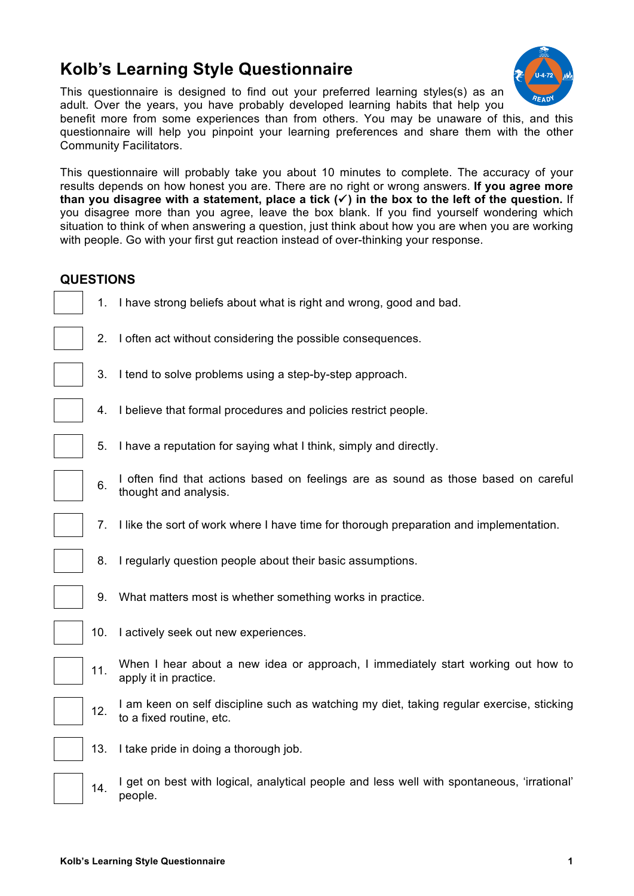# Kolb's Learning Style Questionnaire

This questionnaire is designed to find out your preferred learning styles(s) as an adult. Over the years, you have probably developed learning habits that help you benefit more from some experiences than from others. You may be unaware of this, and this questionnaire will help you pinpoint your learning preferences and share them with the other Community Facilitators.

This questionnaire will probably take you about 10 minutes to complete. The accuracy of your results depends on how honest you are. There are no right or wrong answers. **If you agree more than you disagree with a statement, place a tick (✓) in the box to the left of the question.** If you disagree more than you agree, leave the box blank. If you find yourself wondering which situation to think of when answering a question, just think about how you are when you are working with people. Go with your first gut reaction instead of over-thinking your response.

## QUESTIONS

- [ ] 1. I have strong beliefs about what is right and wrong, good and bad.
- [ ] 2. I often act without considering the possible consequences.
- [ ] 3. I tend to solve problems using a step-by-step approach.
- [ ] 4. I believe that formal procedures and policies restrict people.
- [ ] 5. I have a reputation for saying what I think, simply and directly.
- [ ] 6. I often find that actions based on feelings are as sound as those based on careful thought and analysis.
- [ ] 7. I like the sort of work where I have time for thorough preparation and implementation.
- [ ] 8. I regularly question people about their basic assumptions.
- [ ] 9. What matters most is whether something works in practice.
- [ ] 10. I actively seek out new experiences.
- [ ] 11. When I hear about a new idea or approach, I immediately start working out how to apply it in practice.
- [ ] 12. I am keen on self discipline such as watching my diet, taking regular exercise, sticking to a fixed routine, etc.
- [ ] 13. I take pride in doing a thorough job.
- [ ] 14. I get on best with logical, analytical people and less well with spontaneous, 'irrational' people.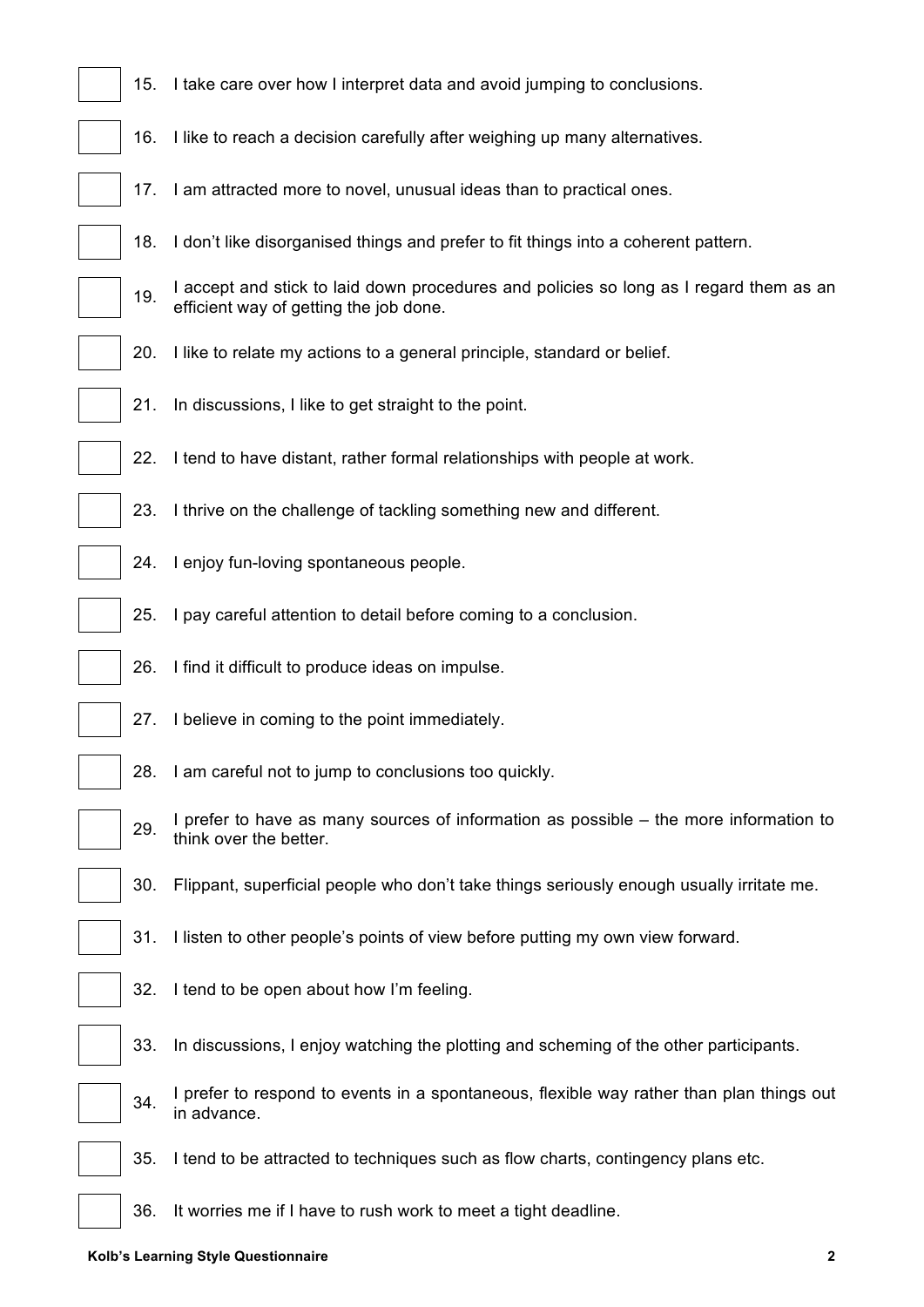- [ ] 15. I take care over how I interpret data and avoid jumping to conclusions.
- [ ] 16. I like to reach a decision carefully after weighing up many alternatives.
- [ ] 17. I am attracted more to novel, unusual ideas than to practical ones.
- [ ] 18. I don't like disorganised things and prefer to fit things into a coherent pattern.
- [ ] 19. I accept and stick to laid down procedures and policies so long as I regard them as an efficient way of getting the job done.
- [ ] 20. I like to relate my actions to a general principle, standard or belief.
- [ ] 21. In discussions, I like to get straight to the point.
- [ ] 22. I tend to have distant, rather formal relationships with people at work.
- [ ] 23. I thrive on the challenge of tackling something new and different.
- [ ] 24. I enjoy fun-loving spontaneous people.
- [ ] 25. I pay careful attention to detail before coming to a conclusion.
- [ ] 26. I find it difficult to produce ideas on impulse.
- [ ] 27. I believe in coming to the point immediately.
- [ ] 28. I am careful not to jump to conclusions too quickly.
- [ ] 29. I prefer to have as many sources of information as possible – the more information to think over the better.
- [ ] 30. Flippant, superficial people who don't take things seriously enough usually irritate me.
- [ ] 31. I listen to other people's points of view before putting my own view forward.
- [ ] 32. I tend to be open about how I'm feeling.
- [ ] 33. In discussions, I enjoy watching the plotting and scheming of the other participants.
- [ ] 34. I prefer to respond to events in a spontaneous, flexible way rather than plan things out in advance.
- [ ] 35. I tend to be attracted to techniques such as flow charts, contingency plans etc.
- [ ] 36. It worries me if I have to rush work to meet a tight deadline.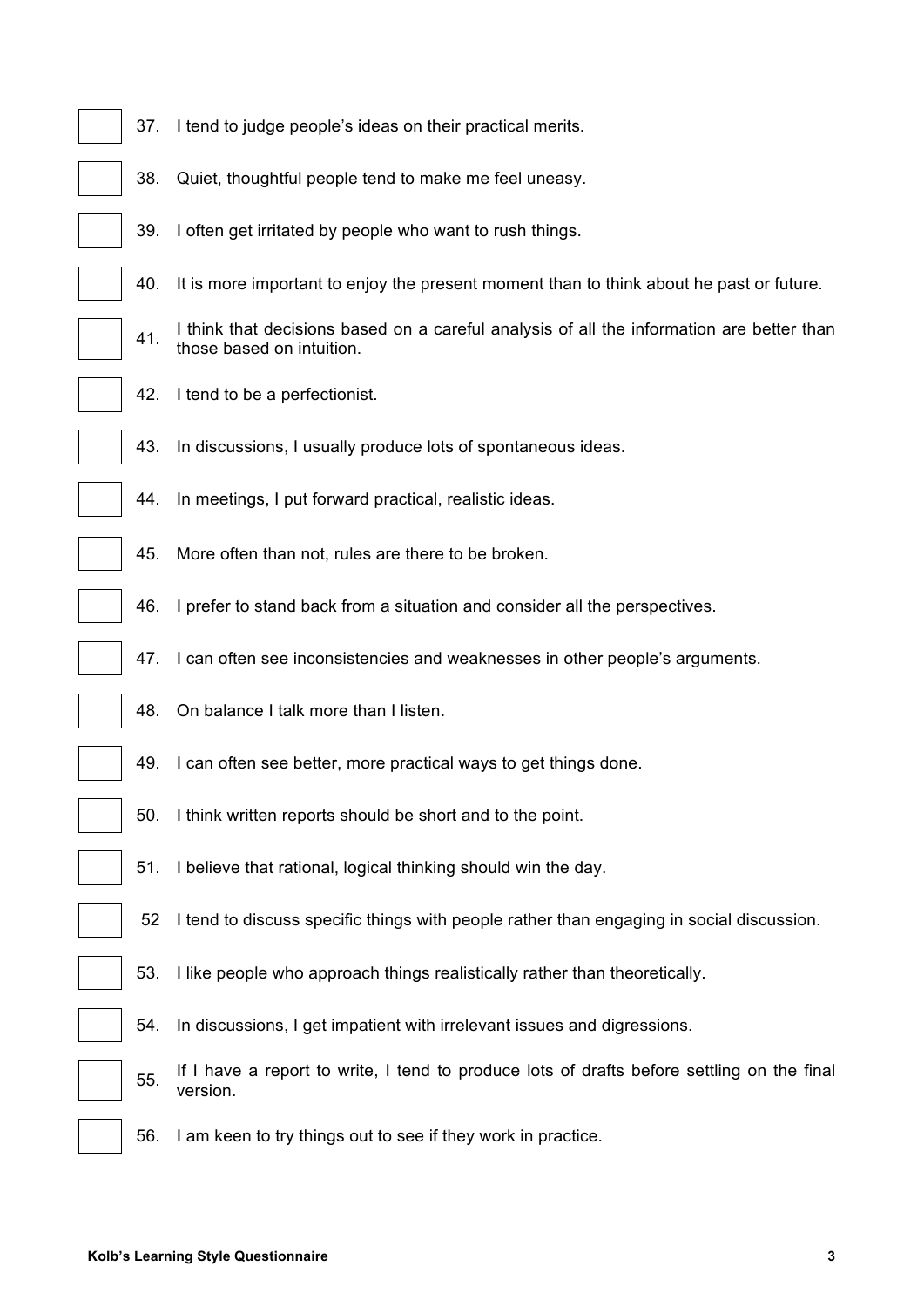- [ ] 37. I tend to judge people's ideas on their practical merits.
- [ ] 38. Quiet, thoughtful people tend to make me feel uneasy.
- [ ] 39. I often get irritated by people who want to rush things.
- [ ] 40. It is more important to enjoy the present moment than to think about he past or future.
- [ ] 41. I think that decisions based on a careful analysis of all the information are better than those based on intuition.
- [ ] 42. I tend to be a perfectionist.
- [ ] 43. In discussions, I usually produce lots of spontaneous ideas.
- [ ] 44. In meetings, I put forward practical, realistic ideas.
- [ ] 45. More often than not, rules are there to be broken.
- [ ] 46. I prefer to stand back from a situation and consider all the perspectives.
- [ ] 47. I can often see inconsistencies and weaknesses in other people's arguments.
- [ ] 48. On balance I talk more than I listen.
- [ ] 49. I can often see better, more practical ways to get things done.
- [ ] 50. I think written reports should be short and to the point.
- [ ] 51. I believe that rational, logical thinking should win the day.
- [ ] 52 I tend to discuss specific things with people rather than engaging in social discussion.
- [ ] 53. I like people who approach things realistically rather than theoretically.
- [ ] 54. In discussions, I get impatient with irrelevant issues and digressions.
- [ ] 55. If I have a report to write, I tend to produce lots of drafts before settling on the final version.
- [ ] 56. I am keen to try things out to see if they work in practice.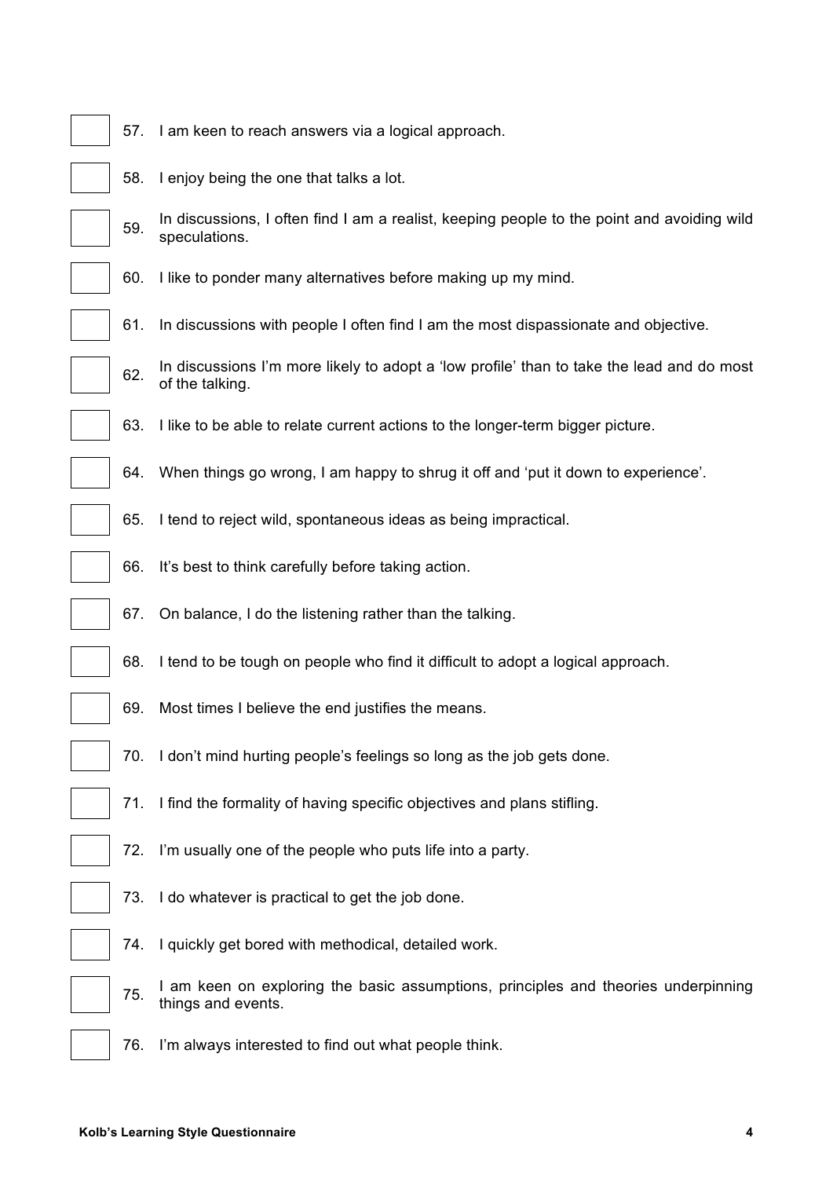- [ ] 57. I am keen to reach answers via a logical approach.
- [ ] 58. I enjoy being the one that talks a lot.
- [ ] 59. In discussions, I often find I am a realist, keeping people to the point and avoiding wild speculations.
- [ ] 60. I like to ponder many alternatives before making up my mind.
- [ ] 61. In discussions with people I often find I am the most dispassionate and objective.
- [ ] 62. In discussions I'm more likely to adopt a 'low profile' than to take the lead and do most of the talking.
- [ ] 63. I like to be able to relate current actions to the longer-term bigger picture.
- [ ] 64. When things go wrong, I am happy to shrug it off and 'put it down to experience'.
- [ ] 65. I tend to reject wild, spontaneous ideas as being impractical.
- [ ] 66. It's best to think carefully before taking action.
- [ ] 67. On balance, I do the listening rather than the talking.
- [ ] 68. I tend to be tough on people who find it difficult to adopt a logical approach.
- [ ] 69. Most times I believe the end justifies the means.
- [ ] 70. I don't mind hurting people's feelings so long as the job gets done.
- [ ] 71. I find the formality of having specific objectives and plans stifling.
- [ ] 72. I'm usually one of the people who puts life into a party.
- [ ] 73. I do whatever is practical to get the job done.
- [ ] 74. I quickly get bored with methodical, detailed work.
- [ ] 75. I am keen on exploring the basic assumptions, principles and theories underpinning things and events.
- [ ] 76. I'm always interested to find out what people think.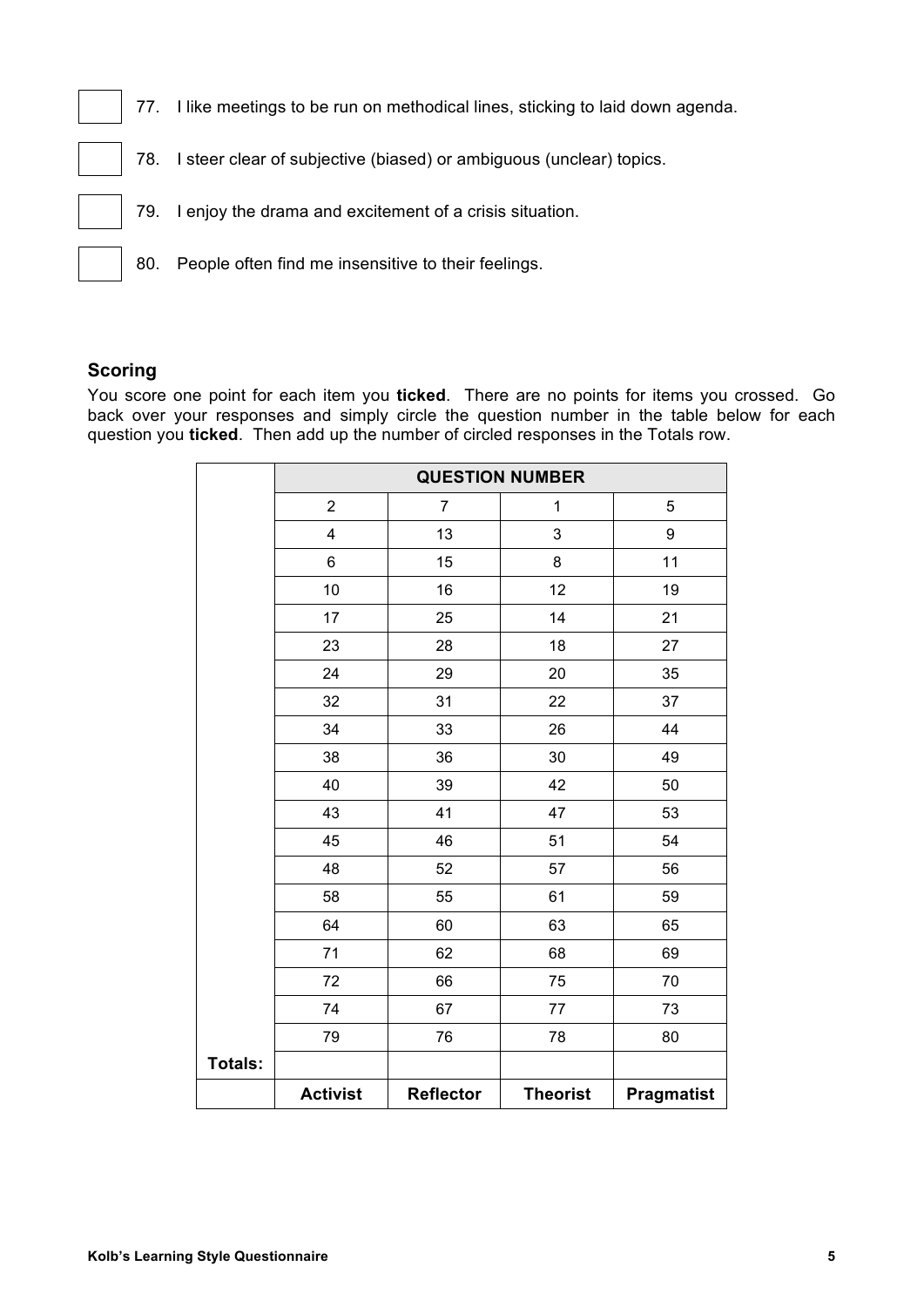☐ 77. I like meetings to be run on methodical lines, sticking to laid down agenda.

☐ 78. I steer clear of subjective (biased) or ambiguous (unclear) topics.

☐ 79. I enjoy the drama and excitement of a crisis situation.

☐ 80. People often find me insensitive to their feelings.

## Scoring

You score one point for each item you **ticked**. There are no points for items you crossed. Go back over your responses and simply circle the question number in the table below for each question you **ticked**. Then add up the number of circled responses in the Totals row.

| | **QUESTION NUMBER** | | | |
|---|---|---|---|---|
| | 2 | 7 | 1 | 5 |
| | 4 | 13 | 3 | 9 |
| | 6 | 15 | 8 | 11 |
| | 10 | 16 | 12 | 19 |
| | 17 | 25 | 14 | 21 |
| | 23 | 28 | 18 | 27 |
| | 24 | 29 | 20 | 35 |
| | 32 | 31 | 22 | 37 |
| | 34 | 33 | 26 | 44 |
| | 38 | 36 | 30 | 49 |
| | 40 | 39 | 42 | 50 |
| | 43 | 41 | 47 | 53 |
| | 45 | 46 | 51 | 54 |
| | 48 | 52 | 57 | 56 |
| | 58 | 55 | 61 | 59 |
| | 64 | 60 | 63 | 65 |
| | 71 | 62 | 68 | 69 |
| | 72 | 66 | 75 | 70 |
| | 74 | 67 | 77 | 73 |
| | 79 | 76 | 78 | 80 |
| **Totals:** | | | | |
| | **Activist** | **Reflector** | **Theorist** | **Pragmatist** |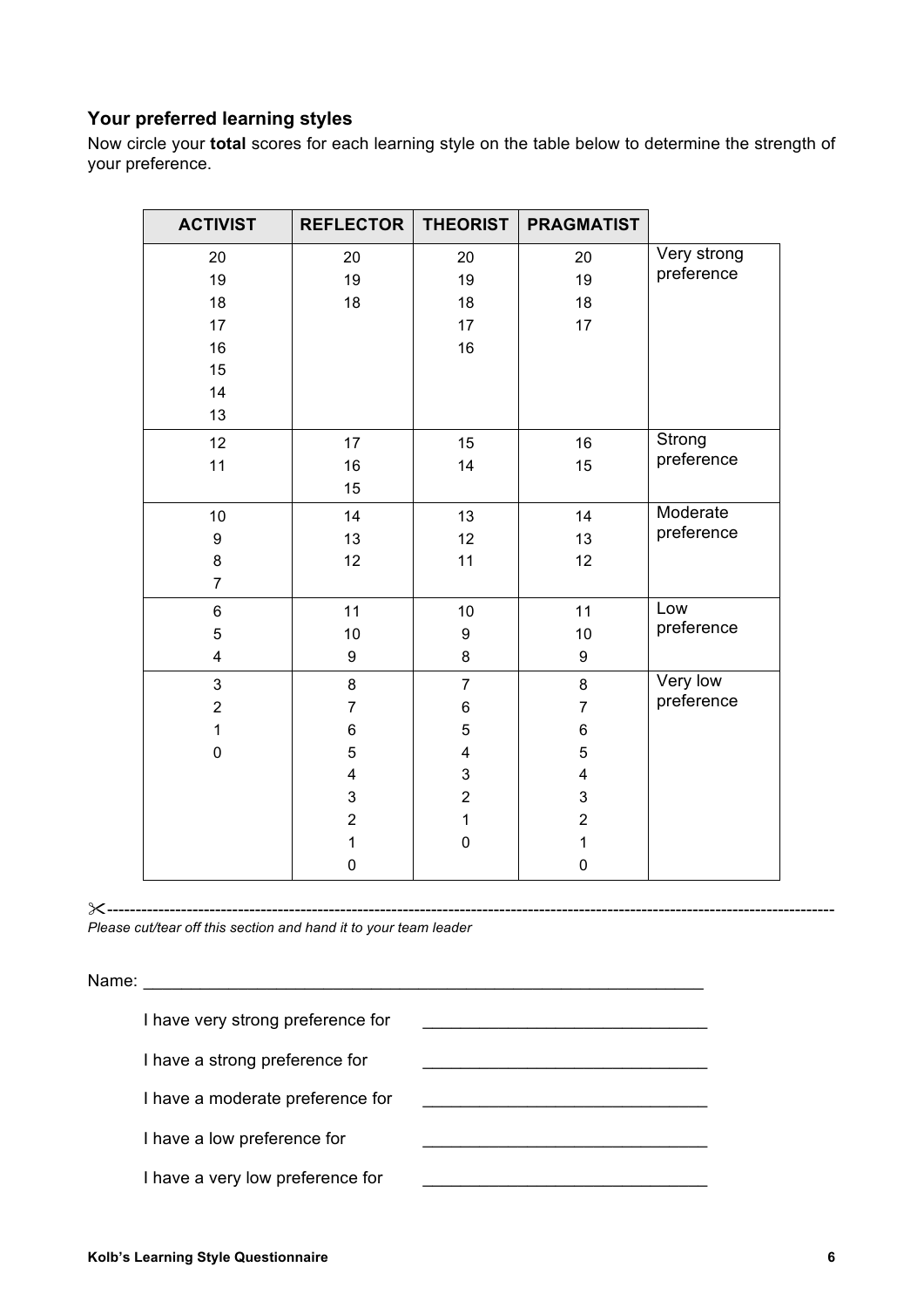### Your preferred learning styles

Now circle your **total** scores for each learning style on the table below to determine the strength of your preference.

| ACTIVIST | REFLECTOR | THEORIST | PRAGMATIST | |
|---|---|---|---|---|
| 20<br>19<br>18<br>17<br>16<br>15<br>14<br>13 | 20<br>19<br>18 | 20<br>19<br>18<br>17<br>16 | 20<br>19<br>18<br>17 | Very strong preference |
| 12<br>11 | 17<br>16<br>15 | 15<br>14 | 16<br>15 | Strong preference |
| 10<br>9<br>8<br>7 | 14<br>13<br>12 | 13<br>12<br>11 | 14<br>13<br>12 | Moderate preference |
| 6<br>5<br>4 | 11<br>10<br>9 | 10<br>9<br>8 | 11<br>10<br>9 | Low preference |
| 3<br>2<br>1<br>0 | 8<br>7<br>6<br>5<br>4<br>3<br>2<br>1<br>0 | 7<br>6<br>5<br>4<br>3<br>2<br>1<br>0 | 8<br>7<br>6<br>5<br>4<br>3<br>2<br>1<br>0 | Very low preference |

✂-----------------------------------------------------------------------------------------------------------------------------

*Please cut/tear off this section and hand it to your team leader*

Name: ____________________________________________________________

I have very strong preference for ______________________________

I have a strong preference for ______________________________

I have a moderate preference for ______________________________

I have a low preference for ______________________________

I have a very low preference for ______________________________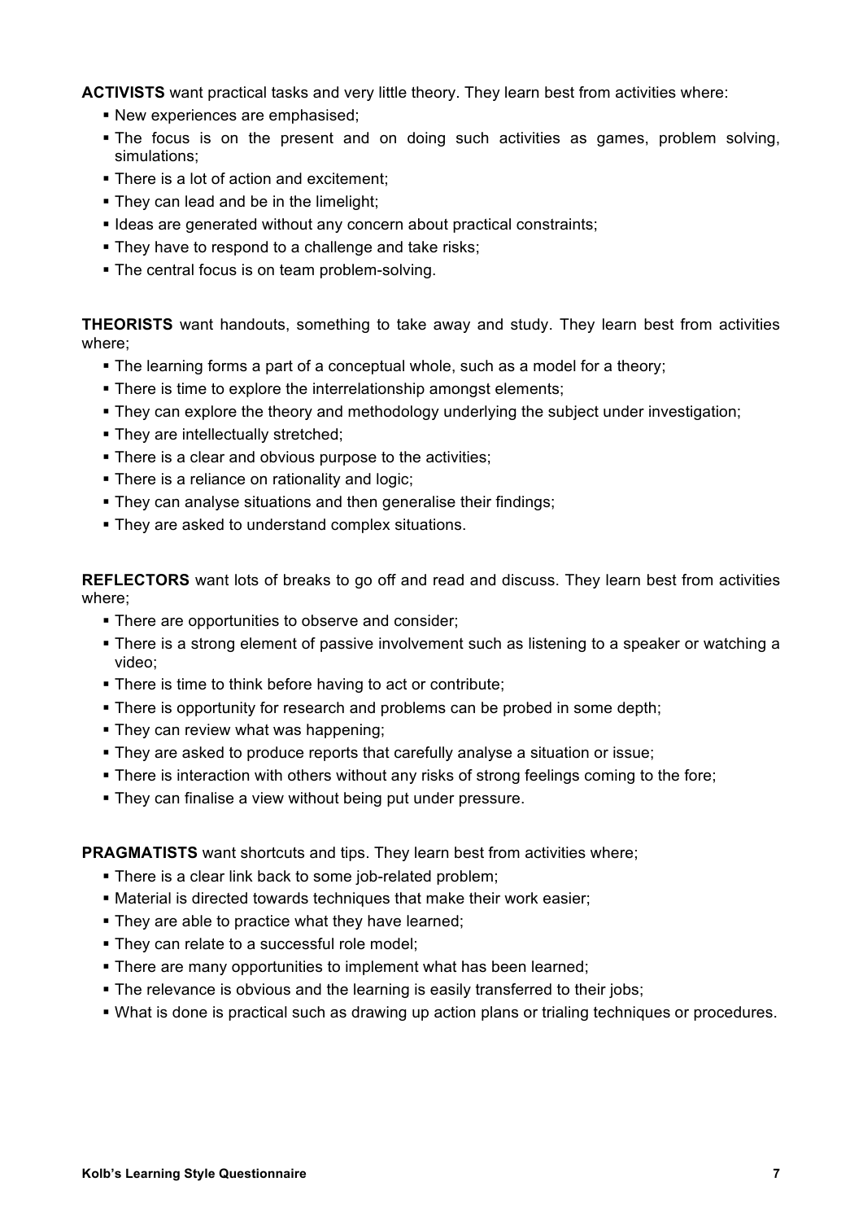**ACTIVISTS** want practical tasks and very little theory. They learn best from activities where:

- New experiences are emphasised;
- The focus is on the present and on doing such activities as games, problem solving, simulations;
- There is a lot of action and excitement;
- They can lead and be in the limelight;
- Ideas are generated without any concern about practical constraints;
- They have to respond to a challenge and take risks;
- The central focus is on team problem-solving.

**THEORISTS** want handouts, something to take away and study. They learn best from activities where;

- The learning forms a part of a conceptual whole, such as a model for a theory;
- There is time to explore the interrelationship amongst elements;
- They can explore the theory and methodology underlying the subject under investigation;
- They are intellectually stretched;
- There is a clear and obvious purpose to the activities;
- There is a reliance on rationality and logic;
- They can analyse situations and then generalise their findings;
- They are asked to understand complex situations.

**REFLECTORS** want lots of breaks to go off and read and discuss. They learn best from activities where;

- There are opportunities to observe and consider;
- There is a strong element of passive involvement such as listening to a speaker or watching a video;
- There is time to think before having to act or contribute;
- There is opportunity for research and problems can be probed in some depth;
- They can review what was happening;
- They are asked to produce reports that carefully analyse a situation or issue;
- There is interaction with others without any risks of strong feelings coming to the fore;
- They can finalise a view without being put under pressure.

**PRAGMATISTS** want shortcuts and tips. They learn best from activities where;

- There is a clear link back to some job-related problem;
- Material is directed towards techniques that make their work easier;
- They are able to practice what they have learned;
- They can relate to a successful role model;
- There are many opportunities to implement what has been learned;
- The relevance is obvious and the learning is easily transferred to their jobs;
- What is done is practical such as drawing up action plans or trialing techniques or procedures.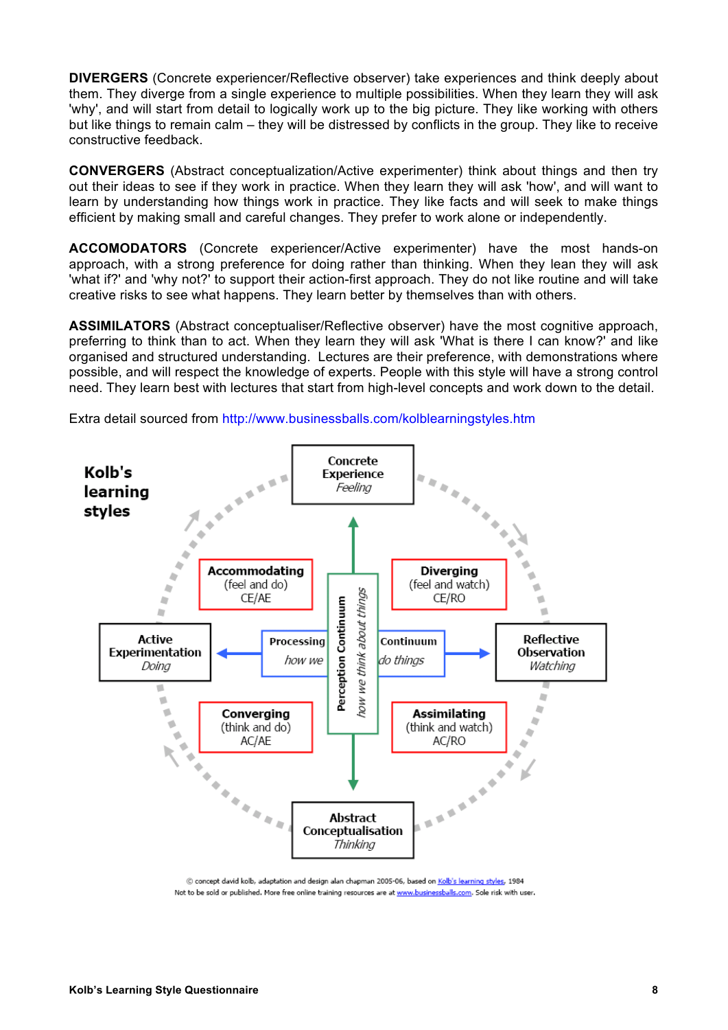**DIVERGERS** (Concrete experiencer/Reflective observer) take experiences and think deeply about them. They diverge from a single experience to multiple possibilities. When they learn they will ask 'why', and will start from detail to logically work up to the big picture. They like working with others but like things to remain calm – they will be distressed by conflicts in the group. They like to receive constructive feedback.

**CONVERGERS** (Abstract conceptualization/Active experimenter) think about things and then try out their ideas to see if they work in practice. When they learn they will ask 'how', and will want to learn by understanding how things work in practice. They like facts and will seek to make things efficient by making small and careful changes. They prefer to work alone or independently.

**ACCOMODATORS** (Concrete experiencer/Active experimenter) have the most hands-on approach, with a strong preference for doing rather than thinking. When they lean they will ask 'what if?' and 'why not?' to support their action-first approach. They do not like routine and will take creative risks to see what happens. They learn better by themselves than with others.

**ASSIMILATORS** (Abstract conceptualiser/Reflective observer) have the most cognitive approach, preferring to think than to act. When they learn they will ask 'What is there I can know?' and like organised and structured understanding. Lectures are their preference, with demonstrations where possible, and will respect the knowledge of experts. People with this style will have a strong control need. They learn best with lectures that start from high-level concepts and work down to the detail.

Extra detail sourced from http://www.businessballs.com/kolblearningstyles.htm

**Kolb's learning styles**

Concrete Experience
*Feeling*

Accommodating
(feel and do)
CE/AE

Diverging
(feel and watch)
CE/RO

Active Experimentation
*Doing*

Processing Continuum
*how we do things*

Perception Continuum
*how we think about things*

Reflective Observation
*Watching*

Converging
(think and do)
AC/AE

Assimilating
(think and watch)
AC/RO

Abstract Conceptualisation
*Thinking*

© concept david kolb, adaptation and design alan chapman 2005-06, based on Kolb's learning styles, 1984
Not to be sold or published. More free online training resources are at www.businessballs.com. Sole risk with user.